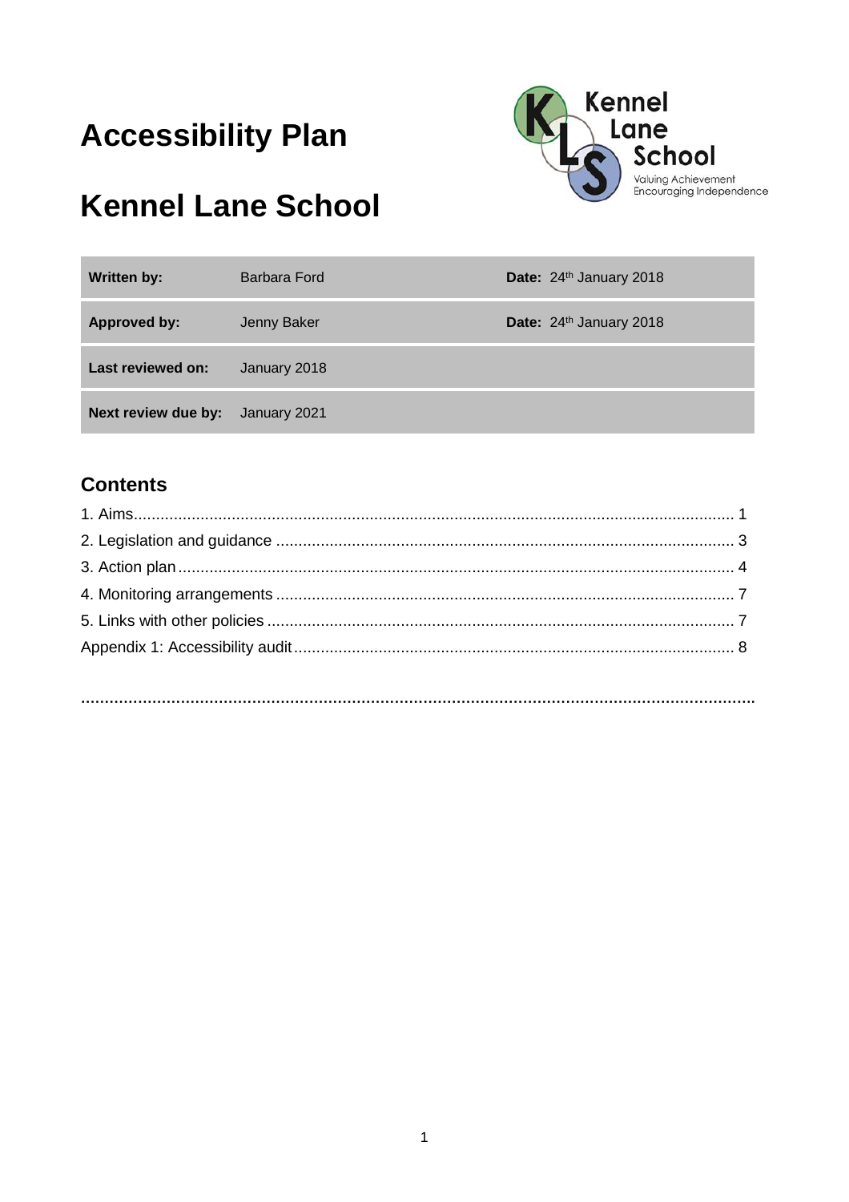# Accessibility Plan

# Kennel Lane School

| Written by: | Barbara Ford | Date: 24th January 2018 |
| --- | --- | --- |
| Approved by: | Jenny Baker | Date: 24th January 2018 |
| Last reviewed on: | January 2018 | |
| Next review due by: | January 2021 | |

## Contents

1. Aims ..... 1
2. Legislation and guidance ..... 3
3. Action plan ..... 4
4. Monitoring arrangements ..... 7
5. Links with other policies ..... 7

Appendix 1: Accessibility audit ..... 8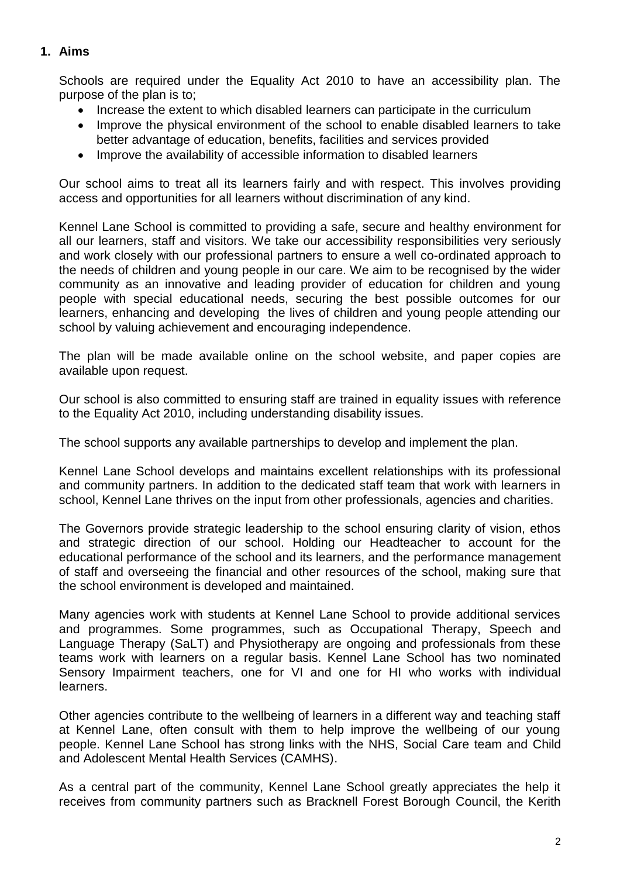## 1. Aims

Schools are required under the Equality Act 2010 to have an accessibility plan. The purpose of the plan is to;

- Increase the extent to which disabled learners can participate in the curriculum
- Improve the physical environment of the school to enable disabled learners to take better advantage of education, benefits, facilities and services provided
- Improve the availability of accessible information to disabled learners

Our school aims to treat all its learners fairly and with respect. This involves providing access and opportunities for all learners without discrimination of any kind.

Kennel Lane School is committed to providing a safe, secure and healthy environment for all our learners, staff and visitors. We take our accessibility responsibilities very seriously and work closely with our professional partners to ensure a well co-ordinated approach to the needs of children and young people in our care. We aim to be recognised by the wider community as an innovative and leading provider of education for children and young people with special educational needs, securing the best possible outcomes for our learners, enhancing and developing the lives of children and young people attending our school by valuing achievement and encouraging independence.

The plan will be made available online on the school website, and paper copies are available upon request.

Our school is also committed to ensuring staff are trained in equality issues with reference to the Equality Act 2010, including understanding disability issues.

The school supports any available partnerships to develop and implement the plan.

Kennel Lane School develops and maintains excellent relationships with its professional and community partners. In addition to the dedicated staff team that work with learners in school, Kennel Lane thrives on the input from other professionals, agencies and charities.

The Governors provide strategic leadership to the school ensuring clarity of vision, ethos and strategic direction of our school. Holding our Headteacher to account for the educational performance of the school and its learners, and the performance management of staff and overseeing the financial and other resources of the school, making sure that the school environment is developed and maintained.

Many agencies work with students at Kennel Lane School to provide additional services and programmes. Some programmes, such as Occupational Therapy, Speech and Language Therapy (SaLT) and Physiotherapy are ongoing and professionals from these teams work with learners on a regular basis. Kennel Lane School has two nominated Sensory Impairment teachers, one for VI and one for HI who works with individual learners.

Other agencies contribute to the wellbeing of learners in a different way and teaching staff at Kennel Lane, often consult with them to help improve the wellbeing of our young people. Kennel Lane School has strong links with the NHS, Social Care team and Child and Adolescent Mental Health Services (CAMHS).

As a central part of the community, Kennel Lane School greatly appreciates the help it receives from community partners such as Bracknell Forest Borough Council, the Kerith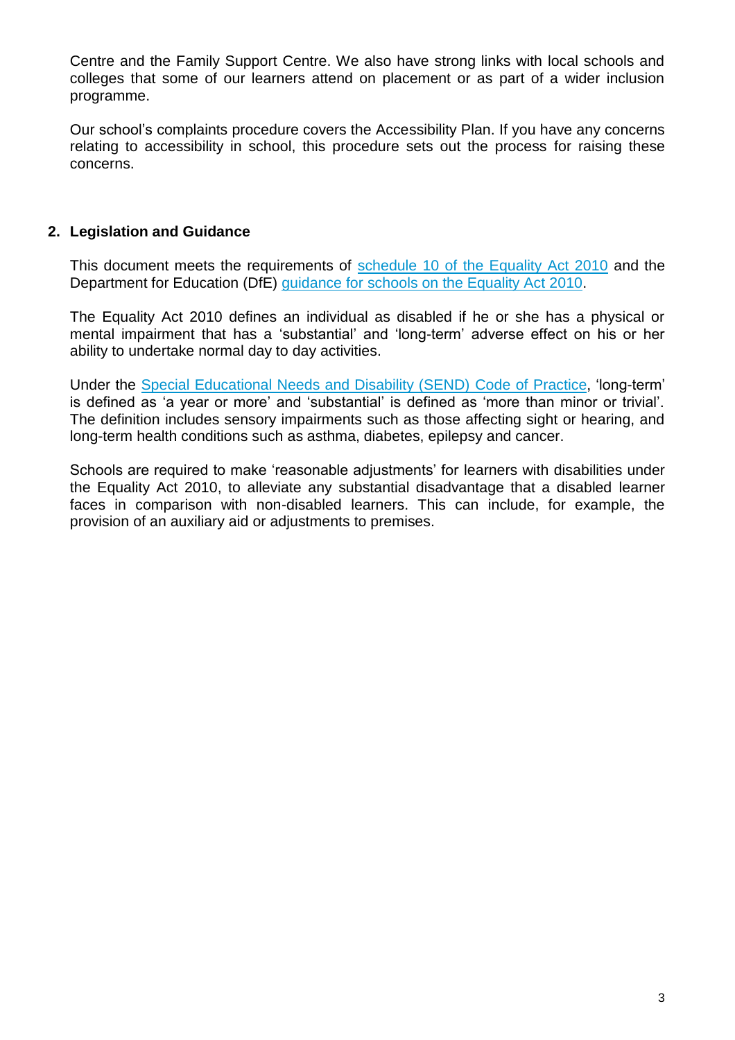Centre and the Family Support Centre. We also have strong links with local schools and colleges that some of our learners attend on placement or as part of a wider inclusion programme.

Our school's complaints procedure covers the Accessibility Plan. If you have any concerns relating to accessibility in school, this procedure sets out the process for raising these concerns.

## 2. Legislation and Guidance

This document meets the requirements of schedule 10 of the Equality Act 2010 and the Department for Education (DfE) guidance for schools on the Equality Act 2010.

The Equality Act 2010 defines an individual as disabled if he or she has a physical or mental impairment that has a 'substantial' and 'long-term' adverse effect on his or her ability to undertake normal day to day activities.

Under the Special Educational Needs and Disability (SEND) Code of Practice, 'long-term' is defined as 'a year or more' and 'substantial' is defined as 'more than minor or trivial'. The definition includes sensory impairments such as those affecting sight or hearing, and long-term health conditions such as asthma, diabetes, epilepsy and cancer.

Schools are required to make 'reasonable adjustments' for learners with disabilities under the Equality Act 2010, to alleviate any substantial disadvantage that a disabled learner faces in comparison with non-disabled learners. This can include, for example, the provision of an auxiliary aid or adjustments to premises.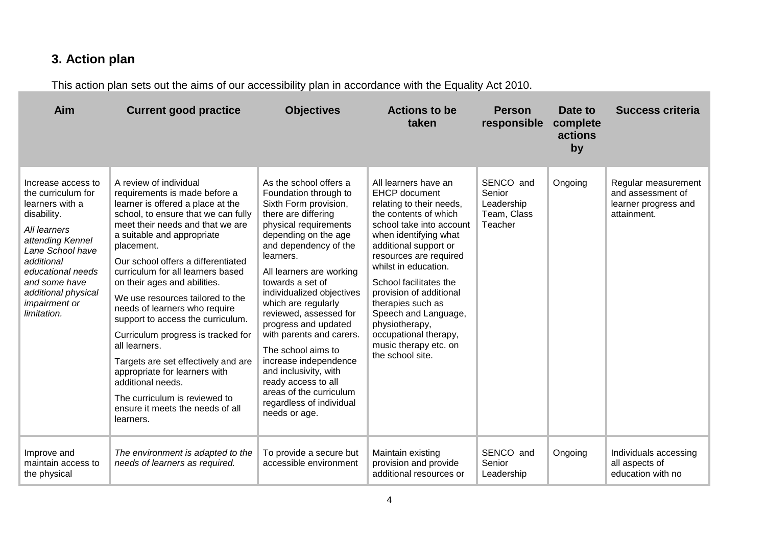## 3. Action plan

This action plan sets out the aims of our accessibility plan in accordance with the Equality Act 2010.

| Aim | Current good practice | Objectives | Actions to be taken | Person responsible | Date to complete actions by | Success criteria |
|---|---|---|---|---|---|---|
| Increase access to the curriculum for learners with a disability.<br><br>*All learners attending Kennel Lane School have additional educational needs and some have additional physical impairment or limitation.* | A review of individual requirements is made before a learner is offered a place at the school, to ensure that we can fully meet their needs and that we are a suitable and appropriate placement.<br><br>Our school offers a differentiated curriculum for all learners based on their ages and abilities.<br><br>We use resources tailored to the needs of learners who require support to access the curriculum.<br><br>Curriculum progress is tracked for all learners.<br><br>Targets are set effectively and are appropriate for learners with additional needs.<br><br>The curriculum is reviewed to ensure it meets the needs of all learners. | As the school offers a Foundation through to Sixth Form provision, there are differing physical requirements depending on the age and dependency of the learners.<br><br>All learners are working towards a set of individualized objectives which are regularly reviewed, assessed for progress and updated with parents and carers.<br><br>The school aims to increase independence and inclusivity, with ready access to all areas of the curriculum regardless of individual needs or age. | All learners have an EHCP document relating to their needs, the contents of which school take into account when identifying what additional support or resources are required whilst in education.<br><br>School facilitates the provision of additional therapies such as Speech and Language, physiotherapy, occupational therapy, music therapy etc. on the school site. | SENCO and Senior Leadership Team, Class Teacher | Ongoing | Regular measurement and assessment of learner progress and attainment. |
| Improve and maintain access to the physical | *The environment is adapted to the needs of learners as required.* | To provide a secure but accessible environment | Maintain existing provision and provide additional resources or | SENCO and Senior Leadership | Ongoing | Individuals accessing all aspects of education with no |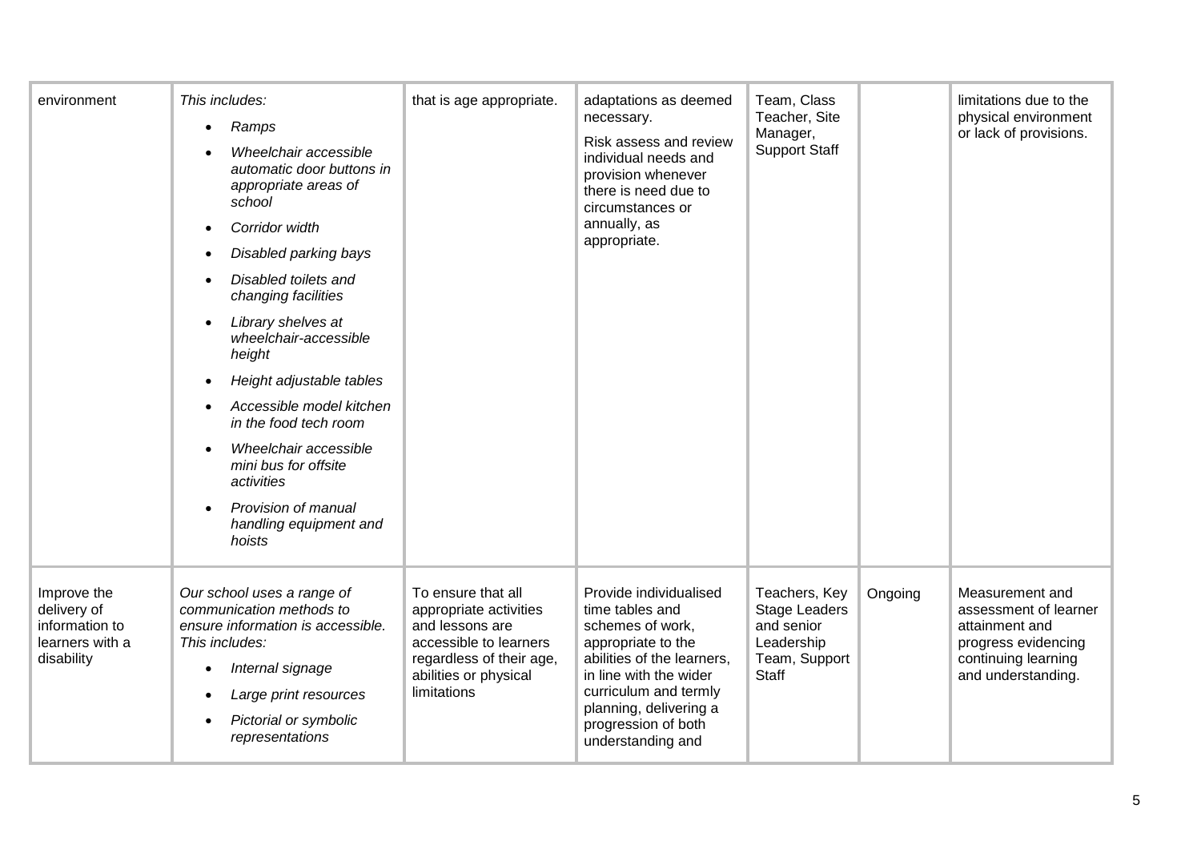| | | | | | | |
|---|---|---|---|---|---|---|
| environment | *This includes:*<br>• *Ramps*<br>• *Wheelchair accessible automatic door buttons in appropriate areas of school*<br>• *Corridor width*<br>• *Disabled parking bays*<br>• *Disabled toilets and changing facilities*<br>• *Library shelves at wheelchair-accessible height*<br>• *Height adjustable tables*<br>• *Accessible model kitchen in the food tech room*<br>• *Wheelchair accessible mini bus for offsite activities*<br>• *Provision of manual handling equipment and hoists* | that is age appropriate. | adaptations as deemed necessary.<br>Risk assess and review individual needs and provision whenever there is need due to circumstances or annually, as appropriate. | Team, Class Teacher, Site Manager, Support Staff | | limitations due to the physical environment or lack of provisions. |
| Improve the delivery of information to learners with a disability | *Our school uses a range of communication methods to ensure information is accessible. This includes:*<br>• *Internal signage*<br>• *Large print resources*<br>• *Pictorial or symbolic representations* | To ensure that all appropriate activities and lessons are accessible to learners regardless of their age, abilities or physical limitations | Provide individualised time tables and schemes of work, appropriate to the abilities of the learners, in line with the wider curriculum and termly planning, delivering a progression of both understanding and | Teachers, Key Stage Leaders and senior Leadership Team, Support Staff | Ongoing | Measurement and assessment of learner attainment and progress evidencing continuing learning and understanding. |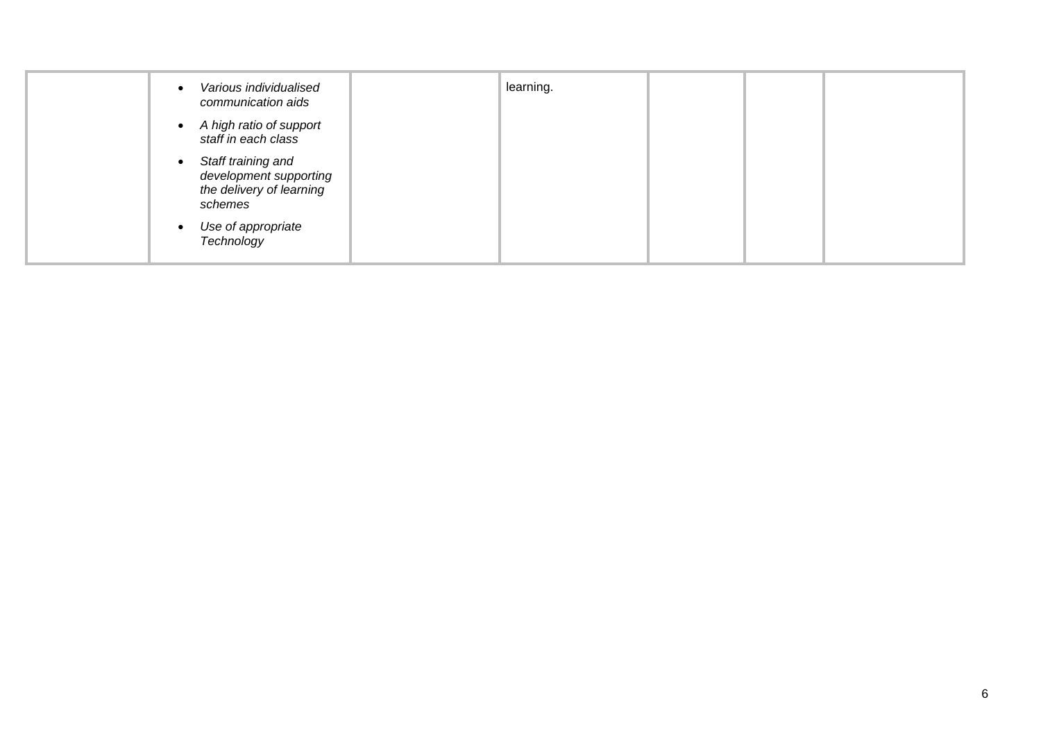| | | | | | | |
|---|---|---|---|---|---|---|
| | • *Various individualised communication aids*<br>• *A high ratio of support staff in each class*<br>• *Staff training and development supporting the delivery of learning schemes*<br>• *Use of appropriate Technology* | | learning. | | | |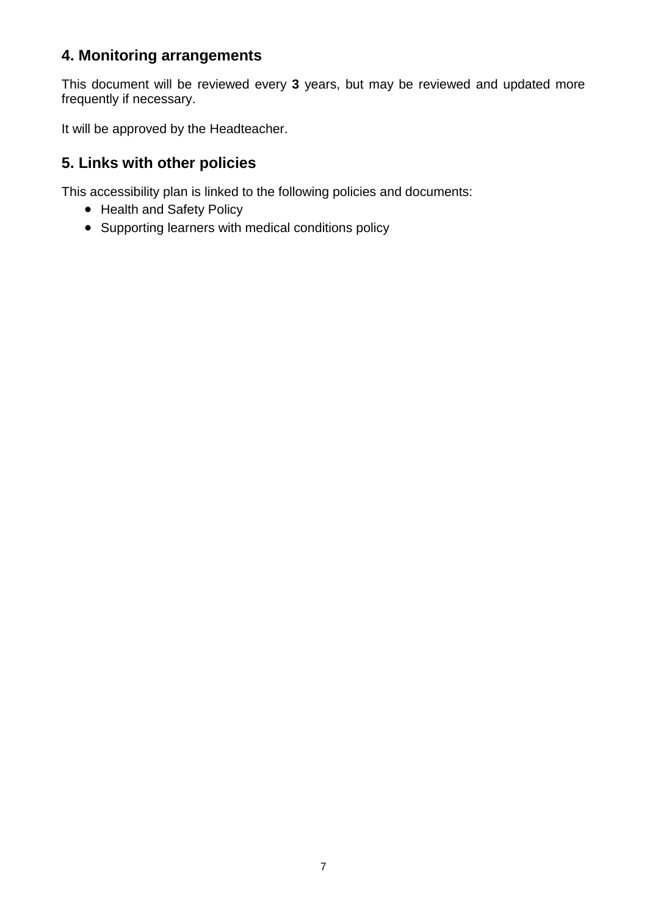## 4. Monitoring arrangements

This document will be reviewed every **3** years, but may be reviewed and updated more frequently if necessary.

It will be approved by the Headteacher.

## 5. Links with other policies

This accessibility plan is linked to the following policies and documents:

- Health and Safety Policy
- Supporting learners with medical conditions policy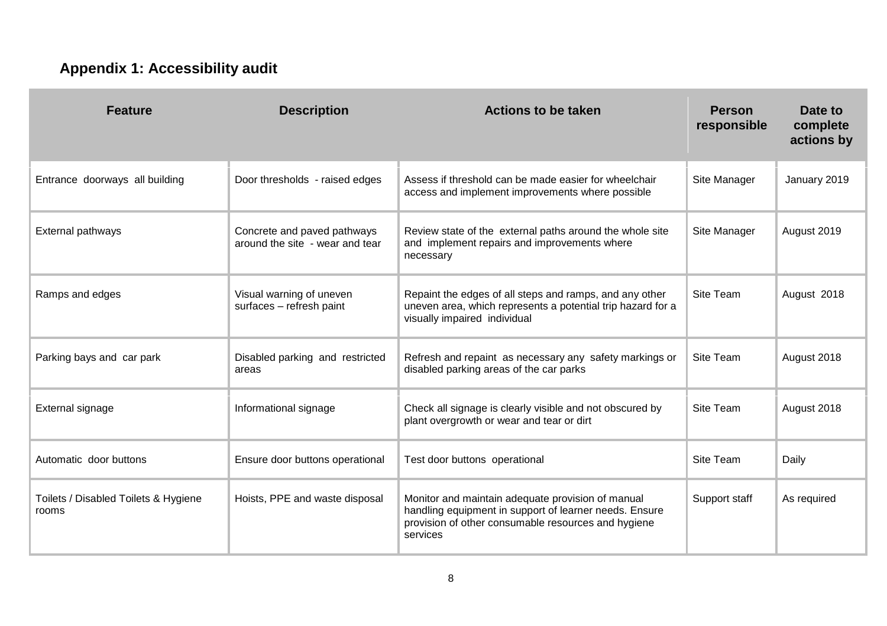## Appendix 1: Accessibility audit

| Feature | Description | Actions to be taken | Person responsible | Date to complete actions by |
|---|---|---|---|---|
| Entrance doorways all building | Door thresholds - raised edges | Assess if threshold can be made easier for wheelchair access and implement improvements where possible | Site Manager | January 2019 |
| External pathways | Concrete and paved pathways around the site - wear and tear | Review state of the external paths around the whole site and implement repairs and improvements where necessary | Site Manager | August 2019 |
| Ramps and edges | Visual warning of uneven surfaces – refresh paint | Repaint the edges of all steps and ramps, and any other uneven area, which represents a potential trip hazard for a visually impaired individual | Site Team | August 2018 |
| Parking bays and car park | Disabled parking and restricted areas | Refresh and repaint as necessary any safety markings or disabled parking areas of the car parks | Site Team | August 2018 |
| External signage | Informational signage | Check all signage is clearly visible and not obscured by plant overgrowth or wear and tear or dirt | Site Team | August 2018 |
| Automatic door buttons | Ensure door buttons operational | Test door buttons operational | Site Team | Daily |
| Toilets / Disabled Toilets & Hygiene rooms | Hoists, PPE and waste disposal | Monitor and maintain adequate provision of manual handling equipment in support of learner needs. Ensure provision of other consumable resources and hygiene services | Support staff | As required |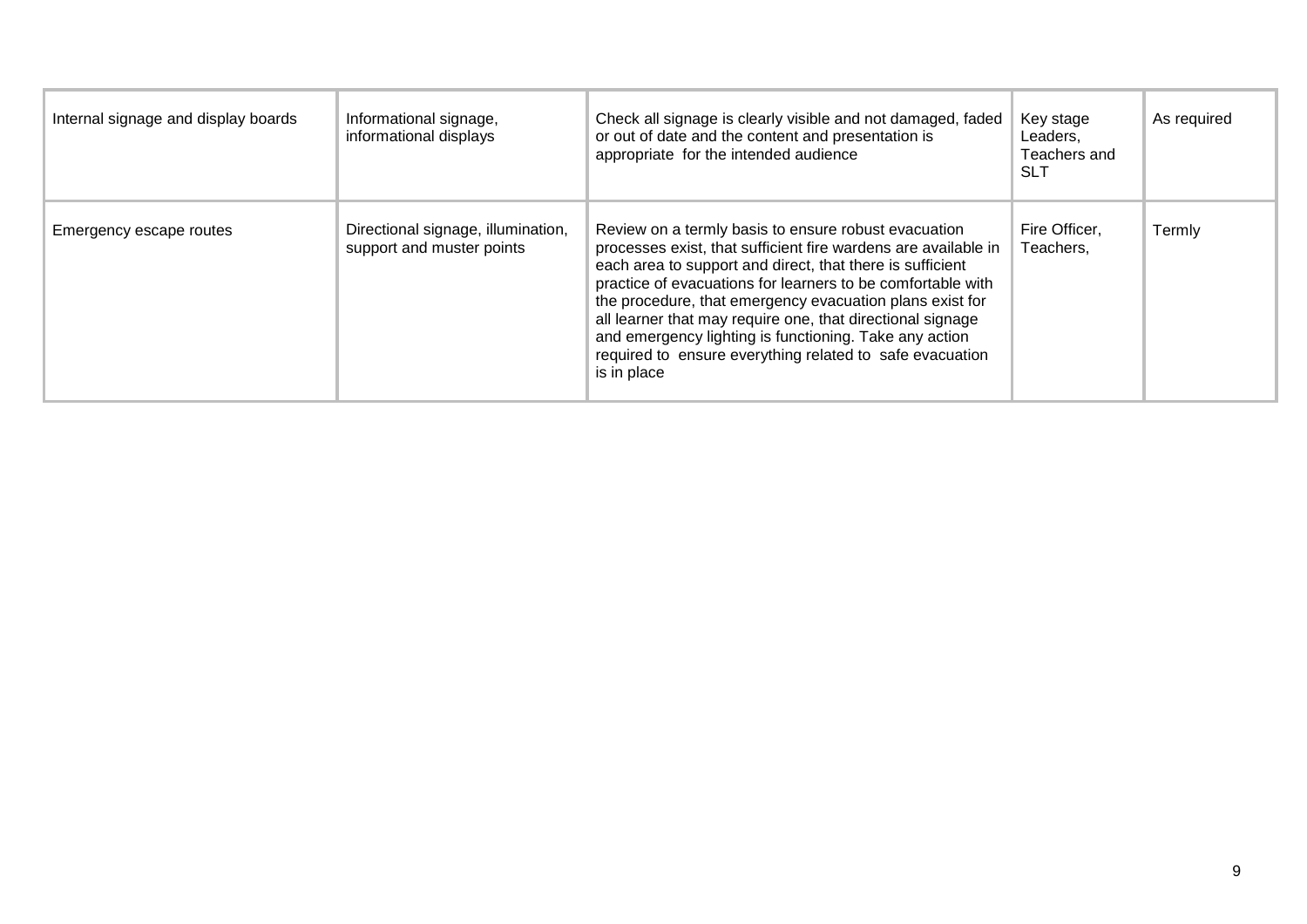| | | | | |
|---|---|---|---|---|
| Internal signage and display boards | Informational signage, informational displays | Check all signage is clearly visible and not damaged, faded or out of date and the content and presentation is appropriate for the intended audience | Key stage Leaders, Teachers and SLT | As required |
| Emergency escape routes | Directional signage, illumination, support and muster points | Review on a termly basis to ensure robust evacuation processes exist, that sufficient fire wardens are available in each area to support and direct, that there is sufficient practice of evacuations for learners to be comfortable with the procedure, that emergency evacuation plans exist for all learner that may require one, that directional signage and emergency lighting is functioning. Take any action required to ensure everything related to safe evacuation is in place | Fire Officer, Teachers, | Termly |